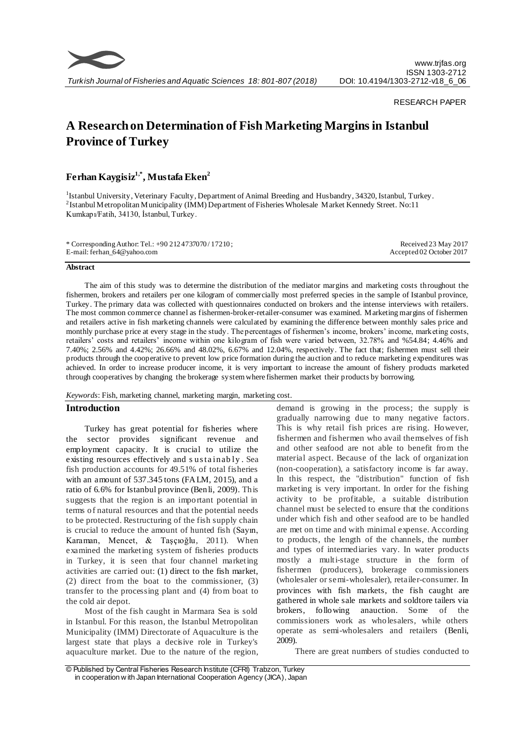RESEARCH PAPER

# A Research on Determination of Fish Marketing Margins in Istanbul Province of Turkey

**Ferhan Kaygisiz[1,*], Mustafa Eken[2]**

[1]Istanbul University, Veterinary Faculty, Department of Animal Breeding and Husbandry, 34320, Istanbul, Turkey.
[2]Istanbul Metropolitan Municipality (IMM) Department of Fisheries Wholesale Market Kennedy Street. No:11 Kumkapı/Fatih, 34130, İstanbul, Turkey.

\* Corresponding Author: Tel.: +90 212 4737070 / 17210 ; E-mail: ferhan_64@yahoo.com

Received 23 May 2017
Accepted 02 October 2017

### Abstract

The aim of this study was to determine the distribution of the mediator margins and marketing costs throughout the fishermen, brokers and retailers per one kilogram of commercially most preferred species in the sample of Istanbul province, Turkey. The primary data was collected with questionnaires conducted on brokers and the intense interviews with retailers. The most common commerce channel as fishermen-broker-retailer-consumer was examined. Marketing margins of fishermen and retailers active in fish marketing channels were calculated by examining the difference between monthly sales price and monthly purchase price at every stage in the study. The percentages of fishermen's income, brokers' income, marketing costs, retailers' costs and retailers' income within one kilogram of fish were varied between, 32.78% and %54.84; 4.46% and 7.40%; 2.56% and 4.42%; 26.66% and 48.02%, 6.67% and 12.04%, respectively. The fact that; fishermen must sell their products through the cooperative to prevent low price formation during the auction and to reduce marketing expenditures was achieved. In order to increase producer income, it is very important to increase the amount of fishery products marketed through cooperatives by changing the brokerage system where fishermen market their products by borrowing.

*Keywords*: Fish, marketing channel, marketing margin, marketing cost.

## Introduction

Turkey has great potential for fisheries where the sector provides significant revenue and employment capacity. It is crucial to utilize the existing resources effectively and sustainably. Sea fish production accounts for 49.51% of total fisheries with an amount of 537.345 tons (FALM, 2015), and a ratio of 6.6% for Istanbul province (Benli, 2009). This suggests that the region is an important potential in terms of natural resources and that the potential needs to be protected. Restructuring of the fish supply chain is crucial to reduce the amount of hunted fish (Sayın, Karaman, Mencet, & Taşçıoğlu, 2011). When examined the marketing system of fisheries products in Turkey, it is seen that four channel marketing activities are carried out: (1) direct to the fish market, (2) direct from the boat to the commissioner, (3) transfer to the processing plant and (4) from boat to the cold air depot.

Most of the fish caught in Marmara Sea is sold in Istanbul. For this reason, the Istanbul Metropolitan Municipality (IMM) Directorate of Aquaculture is the largest state that plays a decisive role in Turkey's aquaculture market. Due to the nature of the region, demand is growing in the process; the supply is gradually narrowing due to many negative factors. This is why retail fish prices are rising. However, fishermen and fishermen who avail themselves of fish and other seafood are not able to benefit from the material aspect. Because of the lack of organization (non-cooperation), a satisfactory income is far away. In this respect, the "distribution" function of fish marketing is very important. In order for the fishing activity to be profitable, a suitable distribution channel must be selected to ensure that the conditions under which fish and other seafood are to be handled are met on time and with minimal expense. According to products, the length of the channels, the number and types of intermediaries vary. In water products mostly a multi-stage structure in the form of fishermen (producers), brokerage commissioners (wholesaler or semi-wholesaler), retailer-consumer. In provinces with fish markets, the fish caught are gathered in whole sale markets and soldtore tailers via brokers, following anauction. Some of the commissioners work as wholesalers, while others operate as semi-wholesalers and retailers (Benli, 2009).

There are great numbers of studies conducted to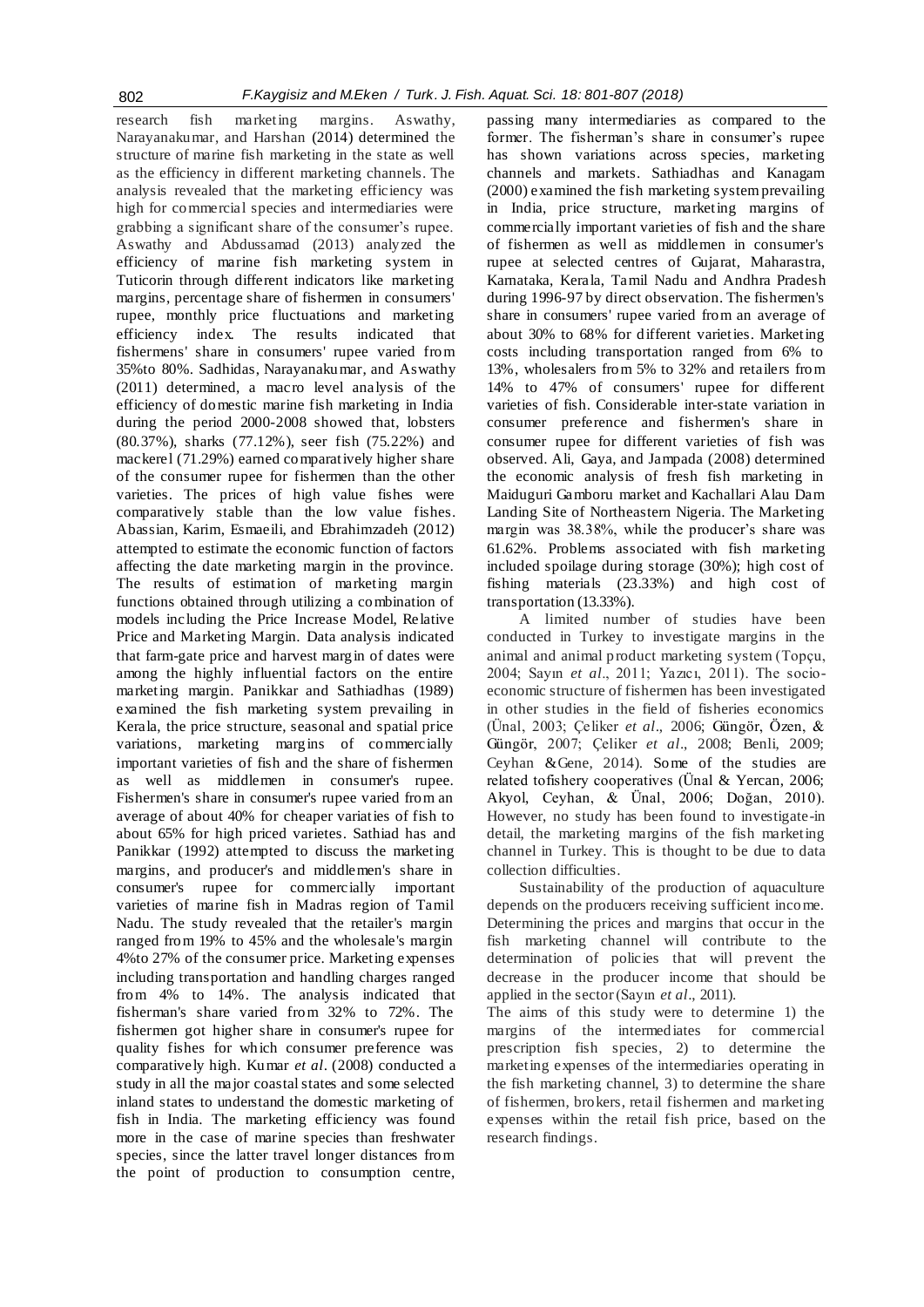research fish marketing margins. Aswathy, Narayanakumar, and Harshan (2014) determined the structure of marine fish marketing in the state as well as the efficiency in different marketing channels. The analysis revealed that the marketing efficiency was high for commercial species and intermediaries were grabbing a significant share of the consumer's rupee. Aswathy and Abdussamad (2013) analyzed the efficiency of marine fish marketing system in Tuticorin through different indicators like marketing margins, percentage share of fishermen in consumers' rupee, monthly price fluctuations and marketing efficiency index. The results indicated that fishermens' share in consumers' rupee varied from 35%to 80%. Sadhidas, Narayanakumar, and Aswathy (2011) determined, a macro level analysis of the efficiency of domestic marine fish marketing in India during the period 2000-2008 showed that, lobsters (80.37%), sharks (77.12%), seer fish (75.22%) and mackerel (71.29%) earned comparatively higher share of the consumer rupee for fishermen than the other varieties. The prices of high value fishes were comparatively stable than the low value fishes. Abassian, Karim, Esmaeili, and Ebrahimzadeh (2012) attempted to estimate the economic function of factors affecting the date marketing margin in the province. The results of estimation of marketing margin functions obtained through utilizing a combination of models including the Price Increase Model, Relative Price and Marketing Margin. Data analysis indicated that farm-gate price and harvest margin of dates were among the highly influential factors on the entire marketing margin. Panikkar and Sathiadhas (1989) examined the fish marketing system prevailing in Kerala, the price structure, seasonal and spatial price variations, marketing margins of commercially important varieties of fish and the share of fishermen as well as middlemen in consumer's rupee. Fishermen's share in consumer's rupee varied from an average of about 40% for cheaper variaties of fish to about 65% for high priced varietes. Sathiad has and Panikkar (1992) attempted to discuss the marketing margins, and producer's and middlemen's share in consumer's rupee for commercially important varieties of marine fish in Madras region of Tamil Nadu. The study revealed that the retailer's margin ranged from 19% to 45% and the wholesale's margin 4%to 27% of the consumer price. Marketing expenses including transportation and handling charges ranged from 4% to 14%. The analysis indicated that fisherman's share varied from 32% to 72%. The fishermen got higher share in consumer's rupee for quality fishes for which consumer preference was comparatively high. Kumar *et al*. (2008) conducted a study in all the major coastal states and some selected inland states to understand the domestic marketing of fish in India. The marketing efficiency was found more in the case of marine species than freshwater species, since the latter travel longer distances from the point of production to consumption centre, passing many intermediaries as compared to the former. The fisherman's share in consumer's rupee has shown variations across species, marketing channels and markets. Sathiadhas and Kanagam (2000) examined the fish marketing system prevailing in India, price structure, marketing margins of commercially important varieties of fish and the share of fishermen as well as middlemen in consumer's rupee at selected centres of Gujarat, Maharastra, Karnataka, Kerala, Tamil Nadu and Andhra Pradesh during 1996-97 by direct observation. The fishermen's share in consumers' rupee varied from an average of about 30% to 68% for different varieties. Marketing costs including transportation ranged from 6% to 13%, wholesalers from 5% to 32% and retailers from 14% to 47% of consumers' rupee for different varieties of fish. Considerable inter-state variation in consumer preference and fishermen's share in consumer rupee for different varieties of fish was observed. Ali, Gaya, and Jampada (2008) determined the economic analysis of fresh fish marketing in Maiduguri Gamboru market and Kachallari Alau Dam Landing Site of Northeastern Nigeria. The Marketing margin was 38.38%, while the producer's share was 61.62%. Problems associated with fish marketing included spoilage during storage (30%); high cost of fishing materials (23.33%) and high cost of transportation (13.33%).

A limited number of studies have been conducted in Turkey to investigate margins in the animal and animal product marketing system (Topçu, 2004; Sayın *et al*., 2011; Yazıcı, 2011). The socio-economic structure of fishermen has been investigated in other studies in the field of fisheries economics (Ünal, 2003; Çeliker *et al*., 2006; Güngör, Özen, & Güngör, 2007; Çeliker *et al*., 2008; Benli, 2009; Ceyhan &Gene, 2014). Some of the studies are related tofishery cooperatives (Ünal & Yercan, 2006; Akyol, Ceyhan, & Ünal, 2006; Doğan, 2010). However, no study has been found to investigate-in detail, the marketing margins of the fish marketing channel in Turkey. This is thought to be due to data collection difficulties.

Sustainability of the production of aquaculture depends on the producers receiving sufficient income. Determining the prices and margins that occur in the fish marketing channel will contribute to the determination of policies that will prevent the decrease in the producer income that should be applied in the sector (Sayın *et al*., 2011).

The aims of this study were to determine 1) the margins of the intermediates for commercial prescription fish species, 2) to determine the marketing expenses of the intermediaries operating in the fish marketing channel, 3) to determine the share of fishermen, brokers, retail fishermen and marketing expenses within the retail fish price, based on the research findings.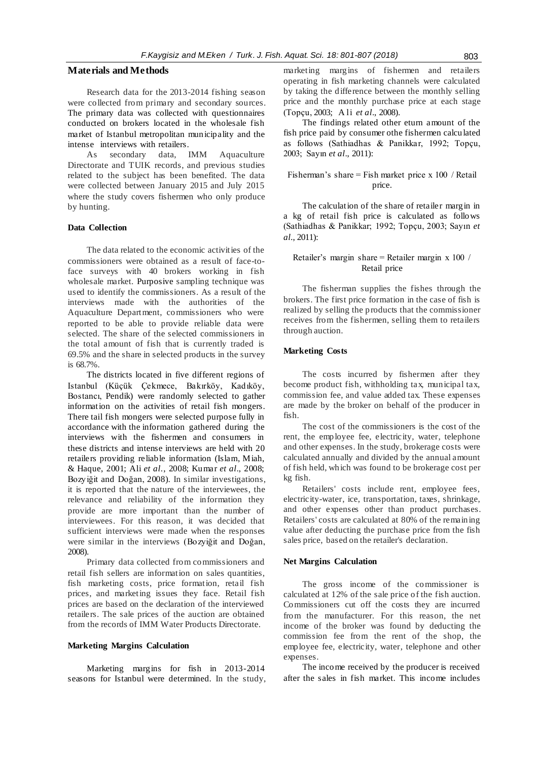## Materials and Methods

Research data for the 2013-2014 fishing season were collected from primary and secondary sources. The primary data was collected with questionnaires conducted on brokers located in the wholesale fish market of Istanbul metropolitan municipality and the intense interviews with retailers.

As secondary data, IMM Aquaculture Directorate and TUIK records, and previous studies related to the subject has been benefited. The data were collected between January 2015 and July 2015 where the study covers fishermen who only produce by hunting.

### Data Collection

The data related to the economic activities of the commissioners were obtained as a result of face-to-face surveys with 40 brokers working in fish wholesale market. Purposive sampling technique was used to identify the commissioners. As a result of the interviews made with the authorities of the Aquaculture Department, commissioners who were reported to be able to provide reliable data were selected. The share of the selected commissioners in the total amount of fish that is currently traded is 69.5% and the share in selected products in the survey is 68.7%.

The districts located in five different regions of Istanbul (Küçük Çekmece, Bakırköy, Kadıköy, Bostancı, Pendik) were randomly selected to gather information on the activities of retail fish mongers. There tail fish mongers were selected purpose fully in accordance with the information gathered during the interviews with the fishermen and consumers in these districts and intense interviews are held with 20 retailers providing reliable information (Islam, Miah, & Haque, 2001; Ali *et al*., 2008; Kumar *et al*., 2008; Bozyiğit and Doğan, 2008). In similar investigations, it is reported that the nature of the interviewees, the relevance and reliability of the information they provide are more important than the number of interviewees. For this reason, it was decided that sufficient interviews were made when the responses were similar in the interviews (Bozyiğit and Doğan, 2008).

Primary data collected from commissioners and retail fish sellers are information on sales quantities, fish marketing costs, price formation, retail fish prices, and marketing issues they face. Retail fish prices are based on the declaration of the interviewed retailers. The sale prices of the auction are obtained from the records of IMM Water Products Directorate.

### Marketing Margins Calculation

Marketing margins for fish in 2013-2014 seasons for Istanbul were determined. In the study, marketing margins of fishermen and retailers operating in fish marketing channels were calculated by taking the difference between the monthly selling price and the monthly purchase price at each stage (Topçu, 2003; Ali *et al*., 2008).

The findings related other eturn amount of the fish price paid by consumer othe fishermen calculated as follows (Sathiadhas & Panikkar, 1992; Topçu, 2003; Sayın *et al*., 2011):

$$\text{Fisherman's share} = \text{Fish market price} \times 100 \; / \; \text{Retail price.}$$

The calculation of the share of retailer margin in a kg of retail fish price is calculated as follows (Sathiadhas & Panikkar; 1992; Topçu, 2003; Sayın *et al*., 2011):

$$\text{Retailer's margin share} = \text{Retailer margin} \times 100 \; / \; \text{Retail price}$$

The fisherman supplies the fishes through the brokers. The first price formation in the case of fish is realized by selling the products that the commissioner receives from the fishermen, selling them to retailers through auction.

### Marketing Costs

The costs incurred by fishermen after they become product fish, withholding tax, municipal tax, commission fee, and value added tax. These expenses are made by the broker on behalf of the producer in fish.

The cost of the commissioners is the cost of the rent, the employee fee, electricity, water, telephone and other expenses. In the study, brokerage costs were calculated annually and divided by the annual amount of fish held, which was found to be brokerage cost per kg fish.

Retailers' costs include rent, employee fees, electricity-water, ice, transportation, taxes, shrinkage, and other expenses other than product purchases. Retailers' costs are calculated at 80% of the remaining value after deducting the purchase price from the fish sales price, based on the retailer's declaration.

### Net Margins Calculation

The gross income of the commissioner is calculated at 12% of the sale price of the fish auction. Commissioners cut off the costs they are incurred from the manufacturer. For this reason, the net income of the broker was found by deducting the commission fee from the rent of the shop, the employee fee, electricity, water, telephone and other expenses.

The income received by the producer is received after the sales in fish market. This income includes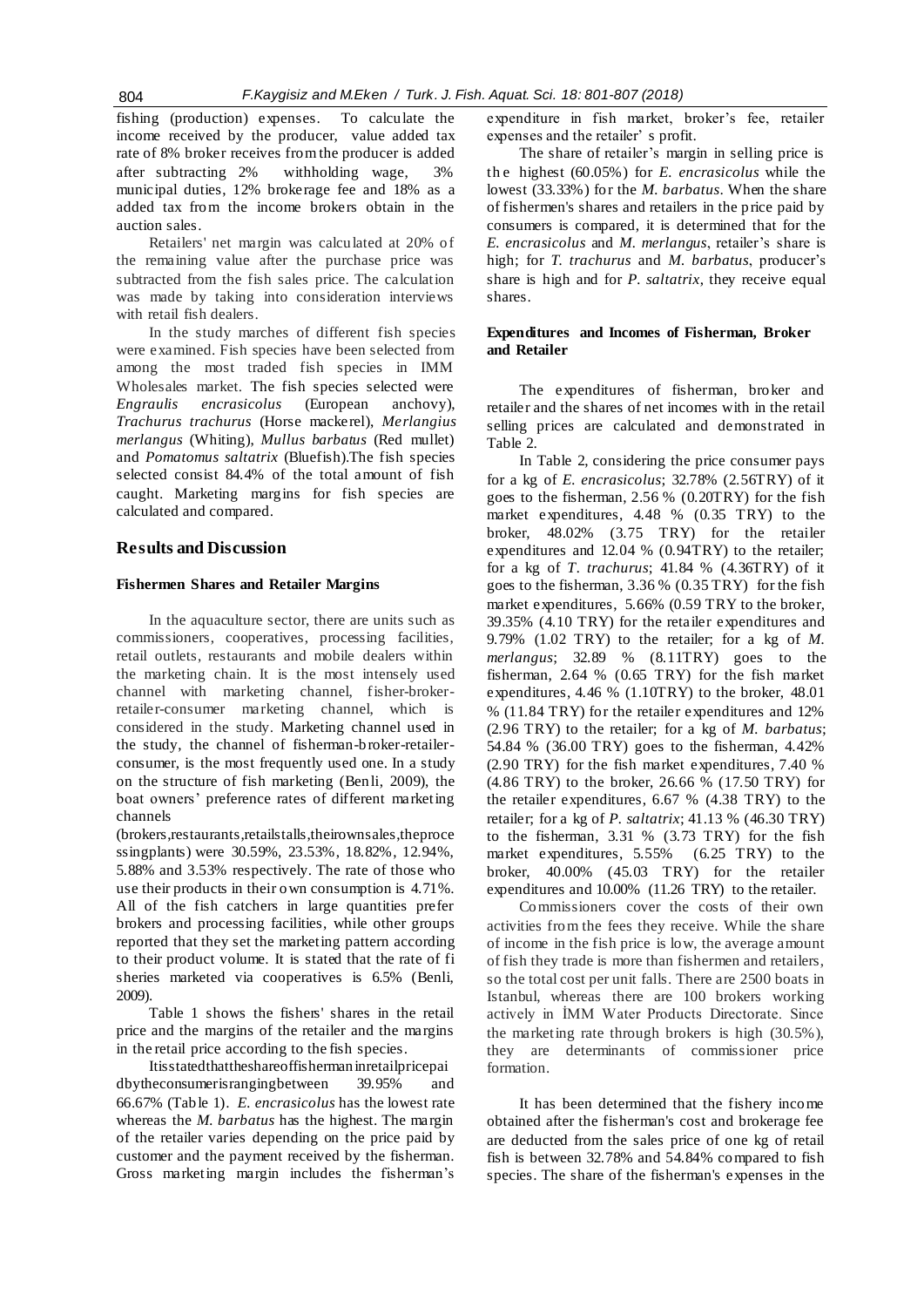fishing (production) expenses. To calculate the income received by the producer, value added tax rate of 8% broker receives from the producer is added after subtracting 2% withholding wage, 3% municipal duties, 12% brokerage fee and 18% as a added tax from the income brokers obtain in the auction sales.

Retailers' net margin was calculated at 20% of the remaining value after the purchase price was subtracted from the fish sales price. The calculation was made by taking into consideration interviews with retail fish dealers.

In the study marches of different fish species were examined. Fish species have been selected from among the most traded fish species in IMM Wholesales market. The fish species selected were *Engraulis encrasicolus* (European anchovy), *Trachurus trachurus* (Horse mackerel), *Merlangius merlangus* (Whiting), *Mullus barbatus* (Red mullet) and *Pomatomus saltatrix* (Bluefish).The fish species selected consist 84.4% of the total amount of fish caught. Marketing margins for fish species are calculated and compared.

## Results and Discussion

### Fishermen Shares and Retailer Margins

In the aquaculture sector, there are units such as commissioners, cooperatives, processing facilities, retail outlets, restaurants and mobile dealers within the marketing chain. It is the most intensely used channel with marketing channel, fisher-broker-retailer-consumer marketing channel, which is considered in the study. Marketing channel used in the study, the channel of fisherman-broker-retailer-consumer, is the most frequently used one. In a study on the structure of fish marketing (Benli, 2009), the boat owners' preference rates of different marketing channels (brokers,restaurants,retailstalls,theirownsales,theprocessingplants) were 30.59%, 23.53%, 18.82%, 12.94%, 5.88% and 3.53% respectively. The rate of those who use their products in their own consumption is 4.71%. All of the fish catchers in large quantities prefer brokers and processing facilities, while other groups reported that they set the marketing pattern according to their product volume. It is stated that the rate of fi sheries marketed via cooperatives is 6.5% (Benli, 2009).

Table 1 shows the fishers' shares in the retail price and the margins of the retailer and the margins in the retail price according to the fish species.

Itisstatedthattheshareoffishermaninretailpricepaidbytheconsumerisrangingbetween 39.95% and 66.67% (Table 1). *E. encrasicolus* has the lowest rate whereas the *M. barbatus* has the highest. The margin of the retailer varies depending on the price paid by customer and the payment received by the fisherman. Gross marketing margin includes the fisherman's expenditure in fish market, broker's fee, retailer expenses and the retailer' s profit.

The share of retailer's margin in selling price is the highest (60.05%) for *E. encrasicolus* while the lowest (33.33%) for the *M. barbatus*. When the share of fishermen's shares and retailers in the price paid by consumers is compared, it is determined that for the *E. encrasicolus* and *M. merlangus*, retailer's share is high; for *T. trachurus* and *M. barbatus*, producer's share is high and for *P. saltatrix*, they receive equal shares.

### Expenditures and Incomes of Fisherman, Broker and Retailer

The expenditures of fisherman, broker and retailer and the shares of net incomes with in the retail selling prices are calculated and demonstrated in Table 2.

In Table 2, considering the price consumer pays for a kg of *E. encrasicolus*; 32.78% (2.56TRY) of it goes to the fisherman, 2.56 % (0.20TRY) for the fish market expenditures, 4.48 % (0.35 TRY) to the broker, 48.02% (3.75 TRY) for the retailer expenditures and 12.04 % (0.94TRY) to the retailer; for a kg of *T. trachurus*; 41.84 % (4.36TRY) of it goes to the fisherman, 3.36 % (0.35 TRY) for the fish market expenditures, 5.66% (0.59 TRY to the broker, 39.35% (4.10 TRY) for the retailer expenditures and 9.79% (1.02 TRY) to the retailer; for a kg of *M. merlangus*; 32.89 % (8.11TRY) goes to the fisherman, 2.64 % (0.65 TRY) for the fish market expenditures, 4.46 % (1.10TRY) to the broker, 48.01 % (11.84 TRY) for the retailer expenditures and 12% (2.96 TRY) to the retailer; for a kg of *M. barbatus*; 54.84 % (36.00 TRY) goes to the fisherman, 4.42% (2.90 TRY) for the fish market expenditures, 7.40 % (4.86 TRY) to the broker, 26.66 % (17.50 TRY) for the retailer expenditures, 6.67 % (4.38 TRY) to the retailer; for a kg of *P. saltatrix*; 41.13 % (46.30 TRY) to the fisherman, 3.31 % (3.73 TRY) for the fish market expenditures, 5.55% (6.25 TRY) to the broker, 40.00% (45.03 TRY) for the retailer expenditures and 10.00% (11.26 TRY) to the retailer.

Commissioners cover the costs of their own activities from the fees they receive. While the share of income in the fish price is low, the average amount of fish they trade is more than fishermen and retailers, so the total cost per unit falls. There are 2500 boats in Istanbul, whereas there are 100 brokers working actively in İMM Water Products Directorate. Since the marketing rate through brokers is high (30.5%), they are determinants of commissioner price formation.

It has been determined that the fishery income obtained after the fisherman's cost and brokerage fee are deducted from the sales price of one kg of retail fish is between 32.78% and 54.84% compared to fish species. The share of the fisherman's expenses in the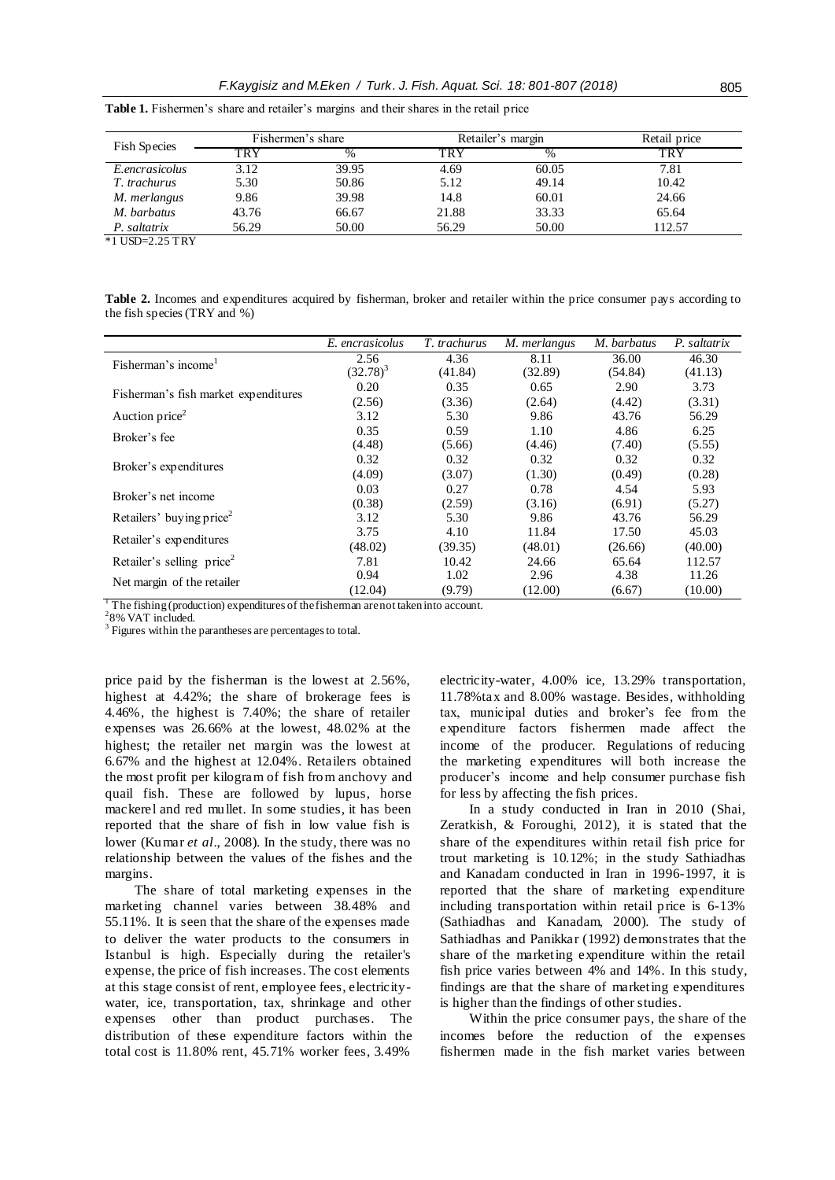**Table 1.** Fishermen's share and retailer's margins and their shares in the retail price

| Fish Species | Fishermen's share | | Retailer's margin | | Retail price |
|---|---|---|---|---|---|
| | TRY | % | TRY | % | TRY |
| *E.encrasicolus* | 3.12 | 39.95 | 4.69 | 60.05 | 7.81 |
| *T. trachurus* | 5.30 | 50.86 | 5.12 | 49.14 | 10.42 |
| *M. merlangus* | 9.86 | 39.98 | 14.8 | 60.01 | 24.66 |
| *M. barbatus* | 43.76 | 66.67 | 21.88 | 33.33 | 65.64 |
| *P. saltatrix* | 56.29 | 50.00 | 56.29 | 50.00 | 112.57 |

*1 USD=2.25 TRY

**Table 2.** Incomes and expenditures acquired by fisherman, broker and retailer within the price consumer pays according to the fish species (TRY and %)

| | *E. encrasicolus* | *T. trachurus* | *M. merlangus* | *M. barbatus* | *P. saltatrix* |
|---|---|---|---|---|---|
| Fisherman's income[1] | 2.56 (32.78)[3] | 4.36 (41.84) | 8.11 (32.89) | 36.00 (54.84) | 46.30 (41.13) |
| Fisherman's fish market expenditures | 0.20 (2.56) | 0.35 (3.36) | 0.65 (2.64) | 2.90 (4.42) | 3.73 (3.31) |
| Auction price[2] | 3.12 | 5.30 | 9.86 | 43.76 | 56.29 |
| Broker's fee | 0.35 (4.48) | 0.59 (5.66) | 1.10 (4.46) | 4.86 (7.40) | 6.25 (5.55) |
| Broker's expenditures | 0.32 (4.09) | 0.32 (3.07) | 0.32 (1.30) | 0.32 (0.49) | 0.32 (0.28) |
| Broker's net income | 0.03 (0.38) | 0.27 (2.59) | 0.78 (3.16) | 4.54 (6.91) | 5.93 (5.27) |
| Retailers' buying price[2] | 3.12 | 5.30 | 9.86 | 43.76 | 56.29 |
| Retailer's expenditures | 3.75 (48.02) | 4.10 (39.35) | 11.84 (48.01) | 17.50 (26.66) | 45.03 (40.00) |
| Retailer's selling price[2] | 7.81 | 10.42 | 24.66 | 65.64 | 112.57 |
| Net margin of the retailer | 0.94 (12.04) | 1.02 (9.79) | 2.96 (12.00) | 4.38 (6.67) | 11.26 (10.00) |

[1] The fishing (production) expenditures of the fisherman are not taken into account.
[2] 8% VAT included.
[3] Figures within the parantheses are percentages to total.

price paid by the fisherman is the lowest at 2.56%, highest at 4.42%; the share of brokerage fees is 4.46%, the highest is 7.40%; the share of retailer expenses was 26.66% at the lowest, 48.02% at the highest; the retailer net margin was the lowest at 6.67% and the highest at 12.04%. Retailers obtained the most profit per kilogram of fish from anchovy and quail fish. These are followed by lupus, horse mackerel and red mullet. In some studies, it has been reported that the share of fish in low value fish is lower (Kumar *et al*., 2008). In the study, there was no relationship between the values of the fishes and the margins.

The share of total marketing expenses in the marketing channel varies between 38.48% and 55.11%. It is seen that the share of the expenses made to deliver the water products to the consumers in Istanbul is high. Especially during the retailer's expense, the price of fish increases. The cost elements at this stage consist of rent, employee fees, electricity-water, ice, transportation, tax, shrinkage and other expenses other than product purchases. The distribution of these expenditure factors within the total cost is 11.80% rent, 45.71% worker fees, 3.49% electricity-water, 4.00% ice, 13.29% transportation, 11.78%tax and 8.00% wastage. Besides, withholding tax, municipal duties and broker's fee from the expenditure factors fishermen made affect the income of the producer. Regulations of reducing the marketing expenditures will both increase the producer's income and help consumer purchase fish for less by affecting the fish prices.

In a study conducted in Iran in 2010 (Shai, Zeratkish, & Foroughi, 2012), it is stated that the share of the expenditures within retail fish price for trout marketing is 10.12%; in the study Sathiadhas and Kanadam conducted in Iran in 1996-1997, it is reported that the share of marketing expenditure including transportation within retail price is 6-13% (Sathiadhas and Kanadam, 2000). The study of Sathiadhas and Panikkar (1992) demonstrates that the share of the marketing expenditure within the retail fish price varies between 4% and 14%. In this study, findings are that the share of marketing expenditures is higher than the findings of other studies.

Within the price consumer pays, the share of the incomes before the reduction of the expenses fishermen made in the fish market varies between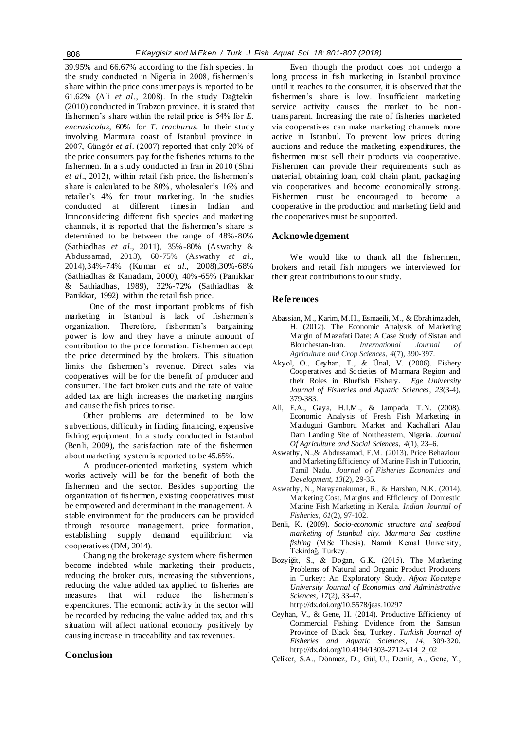39.95% and 66.67% according to the fish species. In the study conducted in Nigeria in 2008, fishermen's share within the price consumer pays is reported to be 61.62% (Ali *et al*., 2008). In the study Dağtekin (2010) conducted in Trabzon province, it is stated that fishermen's share within the retail price is 54% for *E. encrasicolus*, 60% for *T. trachurus*. In their study involving Marmara coast of Istanbul province in 2007, Güngör *et al*. (2007) reported that only 20% of the price consumers pay for the fisheries returns to the fishermen. In a study conducted in Iran in 2010 (Shai *et al*., 2012), within retail fish price, the fishermen's share is calculated to be 80%, wholesaler's 16% and retailer's 4% for trout marketing. In the studies conducted at different timesin Indian and Iranconsidering different fish species and marketing channels, it is reported that the fishermen's share is determined to be between the range of 48%-80% (Sathiadhas *et al*., 2011), 35%-80% (Aswathy & Abdussamad, 2013), 60-75% (Aswathy *et al*., 2014),34%-74% (Kumar *et al*., 2008),30%-68% (Sathiadhas & Kanadam, 2000), 40%-65% (Panikkar & Sathiadhas, 1989), 32%-72% (Sathiadhas & Panikkar, 1992) within the retail fish price.

One of the most important problems of fish marketing in Istanbul is lack of fishermen's organization. Therefore, fishermen's bargaining power is low and they have a minute amount of contribution to the price formation. Fishermen accept the price determined by the brokers. This situation limits the fishermen's revenue. Direct sales via cooperatives will be for the benefit of producer and consumer. The fact broker cuts and the rate of value added tax are high increases the marketing margins and cause the fish prices to rise.

Other problems are determined to be low subventions, difficulty in finding financing, expensive fishing equipment. In a study conducted in Istanbul (Benli, 2009), the satisfaction rate of the fishermen about marketing system is reported to be 45.65%.

A producer-oriented marketing system which works actively will be for the benefit of both the fishermen and the sector. Besides supporting the organization of fishermen, existing cooperatives must be empowered and determinant in the management. A stable environment for the producers can be provided through resource management, price formation, establishing supply demand equilibrium via cooperatives (DM, 2014).

Changing the brokerage system where fishermen become indebted while marketing their products, reducing the broker cuts, increasing the subventions, reducing the value added tax applied to fisheries are measures that will reduce the fishermen's expenditures. The economic activity in the sector will be recorded by reducing the value added tax, and this situation will affect national economy positively by causing increase in traceability and tax revenues.

## Conclusion

Even though the product does not undergo a long process in fish marketing in Istanbul province until it reaches to the consumer, it is observed that the fishermen's share is low. Insufficient marketing service activity causes the market to be non-transparent. Increasing the rate of fisheries marketed via cooperatives can make marketing channels more active in Istanbul. To prevent low prices during auctions and reduce the marketing expenditures, the fishermen must sell their products via cooperative. Fishermen can provide their requirements such as material, obtaining loan, cold chain plant, packaging via cooperatives and become economically strong. Fishermen must be encouraged to become a cooperative in the production and marketing field and the cooperatives must be supported.

## Acknowledgement

We would like to thank all the fishermen, brokers and retail fish mongers we interviewed for their great contributions to our study.

## References

Abassian, M., Karim, M.H., Esmaeili, M., & Ebrahimzadeh, H. (2012). The Economic Analysis of Marketing Margin of Mazafati Date: A Case Study of Sistan and Blouchestan-Iran. *International Journal of Agriculture and Crop Sciences, 4*(7), 390-397.

Akyol, O., Ceyhan, T., & Ünal, V. (2006). Fishery Cooperatives and Societies of Marmara Region and their Roles in Bluefish Fishery. *Ege University Journal of Fisheries and Aquatic Sciences*, *23*(3-4), 379-383.

Ali, E.A., Gaya, H.I.M., & Jampada, T.N. (2008). Economic Analysis of Fresh Fish Marketing in Maiduguri Gamboru Market and Kachallari Alau Dam Landing Site of Northeastern, Nigeria. *Journal Of Agriculture and Social Sciences*, *4*(1), 23–6.

Aswathy, N.,& Abdussamad, E.M. (2013). Price Behaviour and Marketing Efficiency of Marine Fish in Tuticorin, Tamil Nadu. *Journal of Fisheries Economics and Development*, *13*(2), 29-35.

Aswathy, N., Narayanakumar, R., & Harshan, N.K. (2014). Marketing Cost, Margins and Efficiency of Domestic Marine Fish Marketing in Kerala. *Indian Journal of Fisheries*, *61*(2), 97-102.

Benli, K. (2009). *Socio-economic structure and seafood marketing of Istanbul city. Marmara Sea costline fishing* (MSc Thesis). Namık Kemal University, Tekirdağ, Turkey.

Bozyiğit, S., & Doğan, G.K. (2015). The Marketing Problems of Natural and Organic Product Producers in Turkey: An Exploratory Study. *Afyon Kocatepe University Journal of Economics and Administrative Sciences, 17*(2), 33-47. http://dx.doi.org/10.5578/jeas.10297

Ceyhan, V., & Gene, H. (2014). Productive Efficiency of Commercial Fishing: Evidence from the Samsun Province of Black Sea, Turkey. *Turkish Journal of Fisheries and Aquatic Sciences*, *14*, 309-320. http://dx.doi.org/10.4194/1303-2712-v14_2_02

Çeliker, S.A., Dönmez, D., Gül, U., Demir, A., Genç, Y.,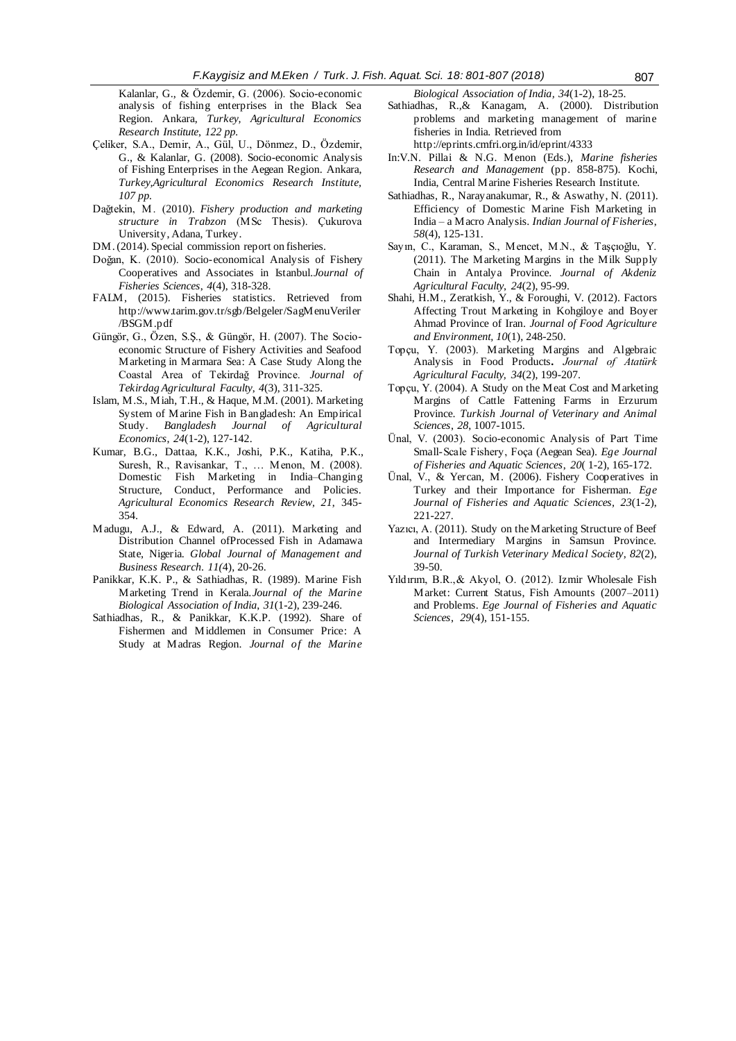Kalanlar, G., & Özdemir, G. (2006). Socio-economic analysis of fishing enterprises in the Black Sea Region. Ankara, *Turkey, Agricultural Economics Research Institute, 122 pp.*

Çeliker, S.A., Demir, A., Gül, U., Dönmez, D., Özdemir, G., & Kalanlar, G. (2008). Socio-economic Analysis of Fishing Enterprises in the Aegean Region. Ankara, *Turkey,Agricultural Economics Research Institute, 107 pp.*

Dağtekin, M. (2010). *Fishery production and marketing structure in Trabzon* (MSc Thesis). Çukurova University, Adana, Turkey.

DM. (2014). Special commission report on fisheries.

Doğan, K. (2010). Socio-economical Analysis of Fishery Cooperatives and Associates in Istanbul.*Journal of Fisheries Sciences*, *4*(4), 318-328.

FALM, (2015). Fisheries statistics. Retrieved from http://www.tarim.gov.tr/sgb/Belgeler/SagMenuVeriler/BSGM.pdf

Güngör, G., Özen, S.Ş., & Güngör, H. (2007). The Socio-economic Structure of Fishery Activities and Seafood Marketing in Marmara Sea: A Case Study Along the Coastal Area of Tekirdağ Province. *Journal of Tekirdag Agricultural Faculty*, *4*(3), 311-325.

Islam, M.S., Miah, T.H., & Haque, M.M. (2001). Marketing System of Marine Fish in Bangladesh: An Empirical Study. *Bangladesh Journal of Agricultural Economics*, *24*(1-2), 127-142.

Kumar, B.G., Dattaa, K.K., Joshi, P.K., Katiha, P.K., Suresh, R., Ravisankar, T., … Menon, M. (2008). Domestic Fish Marketing in India–Changing Structure, Conduct, Performance and Policies. *Agricultural Economics Research Review*, *21*, 345-354.

Madugu, A.J., & Edward, A. (2011). Marketing and Distribution Channel ofProcessed Fish in Adamawa State, Nigeria. *Global Journal of Management and Business Research*. *11(*4), 20-26.

Panikkar, K.K. P., & Sathiadhas, R. (1989). Marine Fish Marketing Trend in Kerala.*Journal of the Marine Biological Association of India*, *31*(1-2), 239-246.

Sathiadhas, R., & Panikkar, K.K.P. (1992). Share of Fishermen and Middlemen in Consumer Price: A Study at Madras Region. *Journal of the Marine Biological Association of India*, *34*(1-2), 18-25.

Sathiadhas, R.,& Kanagam, A. (2000). Distribution problems and marketing management of marine fisheries in India. Retrieved from http://eprints.cmfri.org.in/id/eprint/4333

In:V.N. Pillai & N.G. Menon (Eds.), *Marine fisheries Research and Management* (pp. 858-875). Kochi, India, Central Marine Fisheries Research Institute.

Sathiadhas, R., Narayanakumar, R., & Aswathy, N. (2011). Efficiency of Domestic Marine Fish Marketing in India – a Macro Analysis. *Indian Journal of Fisheries*, *58*(4), 125-131.

Sayın, C., Karaman, S., Mencet, M.N., & Taşçıoğlu, Y. (2011). The Marketing Margins in the Milk Supply Chain in Antalya Province. *Journal of Akdeniz Agricultural Faculty*, *24*(2), 95-99.

Shahi, H.M., Zeratkish, Y., & Foroughi, V. (2012). Factors Affecting Trout Marketing in Kohgiloye and Boyer Ahmad Province of Iran. *Journal of Food Agriculture and Environment*, *10*(1), 248-250.

Topçu, Y. (2003). Marketing Margins and Algebraic Analysis in Food Products**.** *Journal of Atatürk Agricultural Faculty*, *34*(2), 199-207.

Topçu, Y. (2004). A Study on the Meat Cost and Marketing Margins of Cattle Fattening Farms in Erzurum Province. *Turkish Journal of Veterinary and Animal Sciences*, *28*, 1007-1015.

Ünal, V. (2003). Socio-economic Analysis of Part Time Small-Scale Fishery, Foça (Aegean Sea). *Ege Journal of Fisheries and Aquatic Sciences*, *20*( 1-2), 165-172.

Ünal, V., & Yercan, M. (2006). Fishery Cooperatives in Turkey and their Importance for Fisherman. *Ege Journal of Fisheries and Aquatic Sciences*, *23*(1-2), 221-227.

Yazıcı, A. (2011). Study on the Marketing Structure of Beef and Intermediary Margins in Samsun Province. *Journal of Turkish Veterinary Medical Society*, *82*(2), 39-50.

Yıldırım, B.R.,& Akyol, O. (2012). Izmir Wholesale Fish Market: Current Status, Fish Amounts (2007–2011) and Problems. *Ege Journal of Fisheries and Aquatic Sciences*, *29*(4), 151-155.